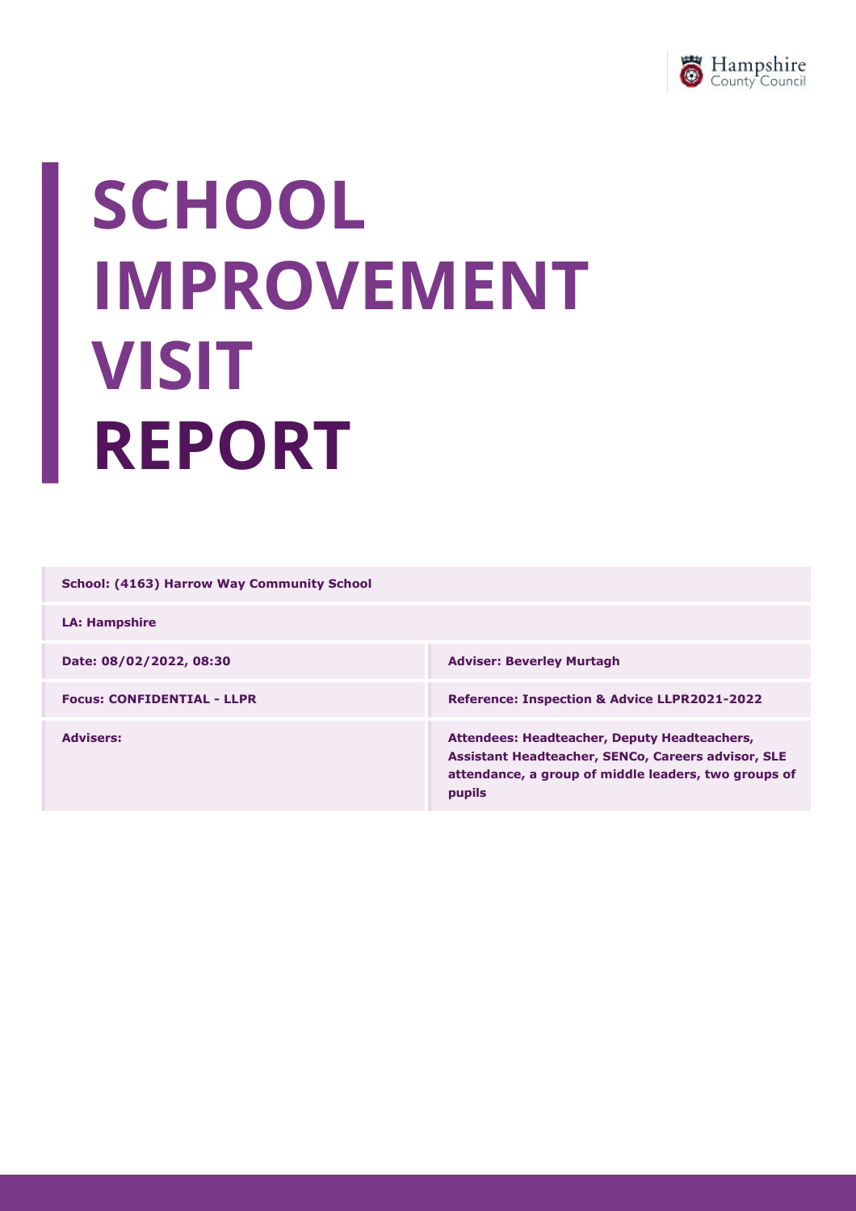# SCHOOL IMPROVEMENT VISIT REPORT

| School: (4163) Harrow Way Community School | |
|---|---|
| **LA: Hampshire** | |
| **Date: 08/02/2022, 08:30** | **Adviser: Beverley Murtagh** |
| **Focus: CONFIDENTIAL - LLPR** | **Reference: Inspection & Advice LLPR2021-2022** |
| **Advisers:** | **Attendees: Headteacher, Deputy Headteachers, Assistant Headteacher, SENCo, Careers advisor, SLE attendance, a group of middle leaders, two groups of pupils** |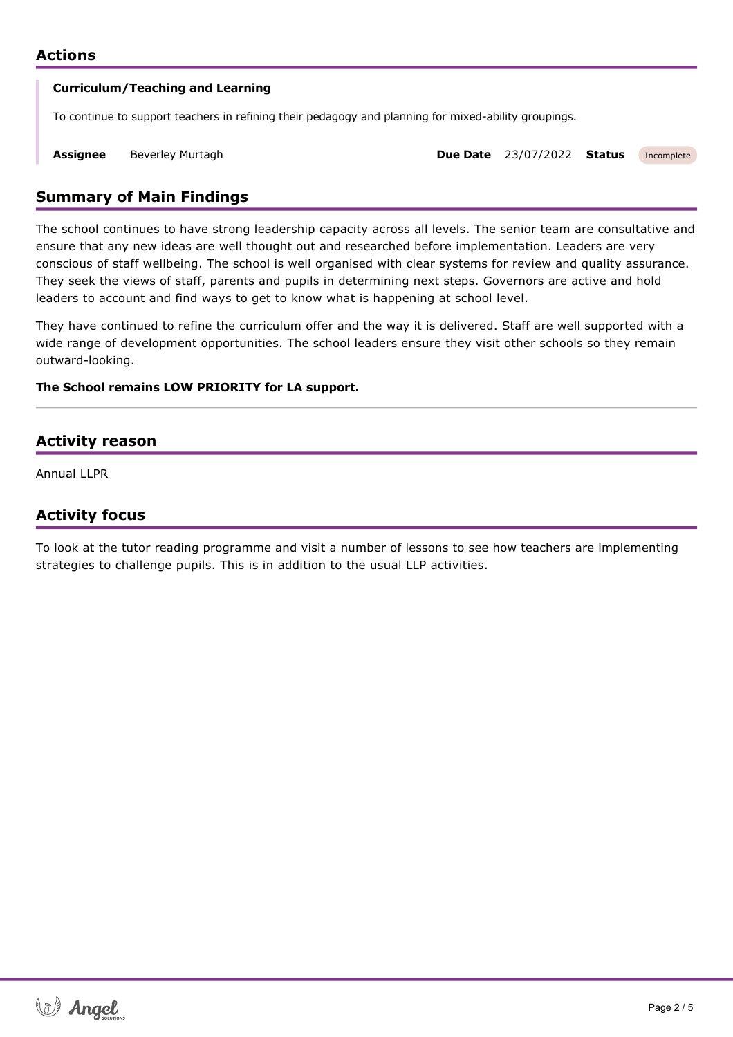## Actions

**Curriculum/Teaching and Learning**

To continue to support teachers in refining their pedagogy and planning for mixed-ability groupings.

**Assignee** Beverley Murtagh **Due Date** 23/07/2022 **Status** Incomplete

## Summary of Main Findings

The school continues to have strong leadership capacity across all levels. The senior team are consultative and ensure that any new ideas are well thought out and researched before implementation. Leaders are very conscious of staff wellbeing. The school is well organised with clear systems for review and quality assurance. They seek the views of staff, parents and pupils in determining next steps. Governors are active and hold leaders to account and find ways to get to know what is happening at school level.

They have continued to refine the curriculum offer and the way it is delivered. Staff are well supported with a wide range of development opportunities. The school leaders ensure they visit other schools so they remain outward-looking.

**The School remains LOW PRIORITY for LA support.**

---

## Activity reason

Annual LLPR

## Activity focus

To look at the tutor reading programme and visit a number of lessons to see how teachers are implementing strategies to challenge pupils. This is in addition to the usual LLP activities.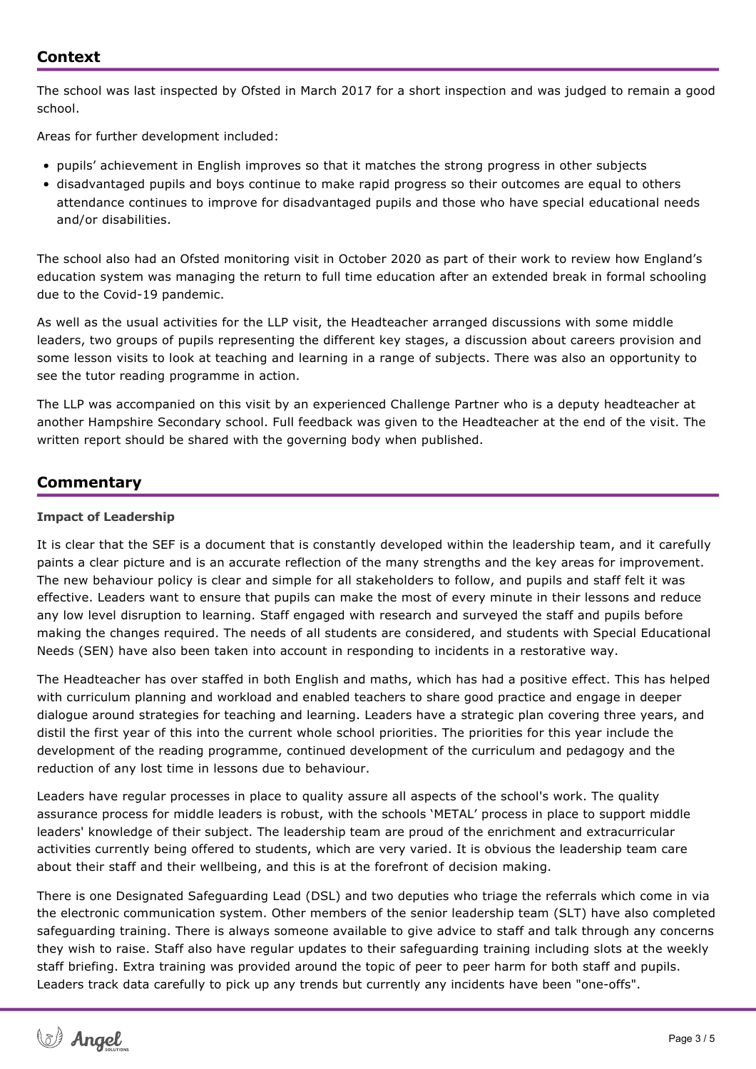## Context

The school was last inspected by Ofsted in March 2017 for a short inspection and was judged to remain a good school.

Areas for further development included:

- pupils' achievement in English improves so that it matches the strong progress in other subjects
- disadvantaged pupils and boys continue to make rapid progress so their outcomes are equal to others attendance continues to improve for disadvantaged pupils and those who have special educational needs and/or disabilities.

The school also had an Ofsted monitoring visit in October 2020 as part of their work to review how England's education system was managing the return to full time education after an extended break in formal schooling due to the Covid-19 pandemic.

As well as the usual activities for the LLP visit, the Headteacher arranged discussions with some middle leaders, two groups of pupils representing the different key stages, a discussion about careers provision and some lesson visits to look at teaching and learning in a range of subjects. There was also an opportunity to see the tutor reading programme in action.

The LLP was accompanied on this visit by an experienced Challenge Partner who is a deputy headteacher at another Hampshire Secondary school. Full feedback was given to the Headteacher at the end of the visit. The written report should be shared with the governing body when published.

## Commentary

### Impact of Leadership

It is clear that the SEF is a document that is constantly developed within the leadership team, and it carefully paints a clear picture and is an accurate reflection of the many strengths and the key areas for improvement. The new behaviour policy is clear and simple for all stakeholders to follow, and pupils and staff felt it was effective. Leaders want to ensure that pupils can make the most of every minute in their lessons and reduce any low level disruption to learning. Staff engaged with research and surveyed the staff and pupils before making the changes required. The needs of all students are considered, and students with Special Educational Needs (SEN) have also been taken into account in responding to incidents in a restorative way.

The Headteacher has over staffed in both English and maths, which has had a positive effect. This has helped with curriculum planning and workload and enabled teachers to share good practice and engage in deeper dialogue around strategies for teaching and learning. Leaders have a strategic plan covering three years, and distil the first year of this into the current whole school priorities. The priorities for this year include the development of the reading programme, continued development of the curriculum and pedagogy and the reduction of any lost time in lessons due to behaviour.

Leaders have regular processes in place to quality assure all aspects of the school's work. The quality assurance process for middle leaders is robust, with the schools 'METAL' process in place to support middle leaders' knowledge of their subject. The leadership team are proud of the enrichment and extracurricular activities currently being offered to students, which are very varied. It is obvious the leadership team care about their staff and their wellbeing, and this is at the forefront of decision making.

There is one Designated Safeguarding Lead (DSL) and two deputies who triage the referrals which come in via the electronic communication system. Other members of the senior leadership team (SLT) have also completed safeguarding training. There is always someone available to give advice to staff and talk through any concerns they wish to raise. Staff also have regular updates to their safeguarding training including slots at the weekly staff briefing. Extra training was provided around the topic of peer to peer harm for both staff and pupils. Leaders track data carefully to pick up any trends but currently any incidents have been "one-offs".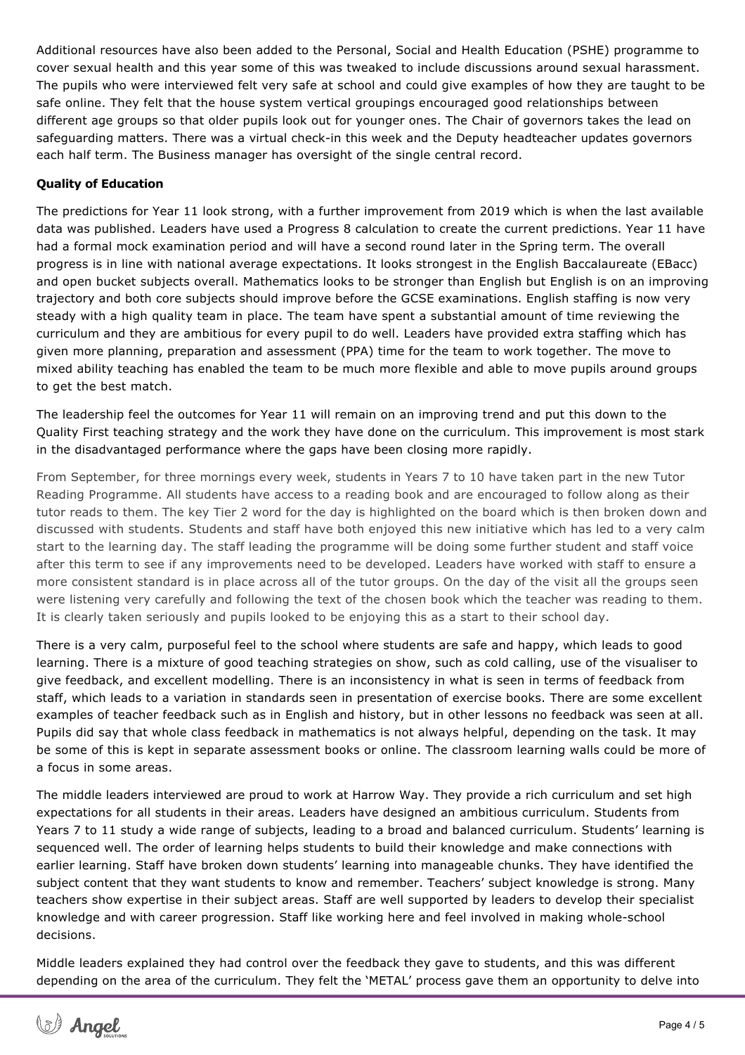Additional resources have also been added to the Personal, Social and Health Education (PSHE) programme to cover sexual health and this year some of this was tweaked to include discussions around sexual harassment. The pupils who were interviewed felt very safe at school and could give examples of how they are taught to be safe online. They felt that the house system vertical groupings encouraged good relationships between different age groups so that older pupils look out for younger ones. The Chair of governors takes the lead on safeguarding matters. There was a virtual check-in this week and the Deputy headteacher updates governors each half term. The Business manager has oversight of the single central record.

**Quality of Education**

The predictions for Year 11 look strong, with a further improvement from 2019 which is when the last available data was published. Leaders have used a Progress 8 calculation to create the current predictions. Year 11 have had a formal mock examination period and will have a second round later in the Spring term. The overall progress is in line with national average expectations. It looks strongest in the English Baccalaureate (EBacc) and open bucket subjects overall. Mathematics looks to be stronger than English but English is on an improving trajectory and both core subjects should improve before the GCSE examinations. English staffing is now very steady with a high quality team in place. The team have spent a substantial amount of time reviewing the curriculum and they are ambitious for every pupil to do well. Leaders have provided extra staffing which has given more planning, preparation and assessment (PPA) time for the team to work together. The move to mixed ability teaching has enabled the team to be much more flexible and able to move pupils around groups to get the best match.

The leadership feel the outcomes for Year 11 will remain on an improving trend and put this down to the Quality First teaching strategy and the work they have done on the curriculum. This improvement is most stark in the disadvantaged performance where the gaps have been closing more rapidly.

From September, for three mornings every week, students in Years 7 to 10 have taken part in the new Tutor Reading Programme. All students have access to a reading book and are encouraged to follow along as their tutor reads to them. The key Tier 2 word for the day is highlighted on the board which is then broken down and discussed with students. Students and staff have both enjoyed this new initiative which has led to a very calm start to the learning day. The staff leading the programme will be doing some further student and staff voice after this term to see if any improvements need to be developed. Leaders have worked with staff to ensure a more consistent standard is in place across all of the tutor groups. On the day of the visit all the groups seen were listening very carefully and following the text of the chosen book which the teacher was reading to them. It is clearly taken seriously and pupils looked to be enjoying this as a start to their school day.

There is a very calm, purposeful feel to the school where students are safe and happy, which leads to good learning. There is a mixture of good teaching strategies on show, such as cold calling, use of the visualiser to give feedback, and excellent modelling. There is an inconsistency in what is seen in terms of feedback from staff, which leads to a variation in standards seen in presentation of exercise books. There are some excellent examples of teacher feedback such as in English and history, but in other lessons no feedback was seen at all. Pupils did say that whole class feedback in mathematics is not always helpful, depending on the task. It may be some of this is kept in separate assessment books or online. The classroom learning walls could be more of a focus in some areas.

The middle leaders interviewed are proud to work at Harrow Way. They provide a rich curriculum and set high expectations for all students in their areas. Leaders have designed an ambitious curriculum. Students from Years 7 to 11 study a wide range of subjects, leading to a broad and balanced curriculum. Students' learning is sequenced well. The order of learning helps students to build their knowledge and make connections with earlier learning. Staff have broken down students' learning into manageable chunks. They have identified the subject content that they want students to know and remember. Teachers' subject knowledge is strong. Many teachers show expertise in their subject areas. Staff are well supported by leaders to develop their specialist knowledge and with career progression. Staff like working here and feel involved in making whole-school decisions.

Middle leaders explained they had control over the feedback they gave to students, and this was different depending on the area of the curriculum. They felt the 'METAL' process gave them an opportunity to delve into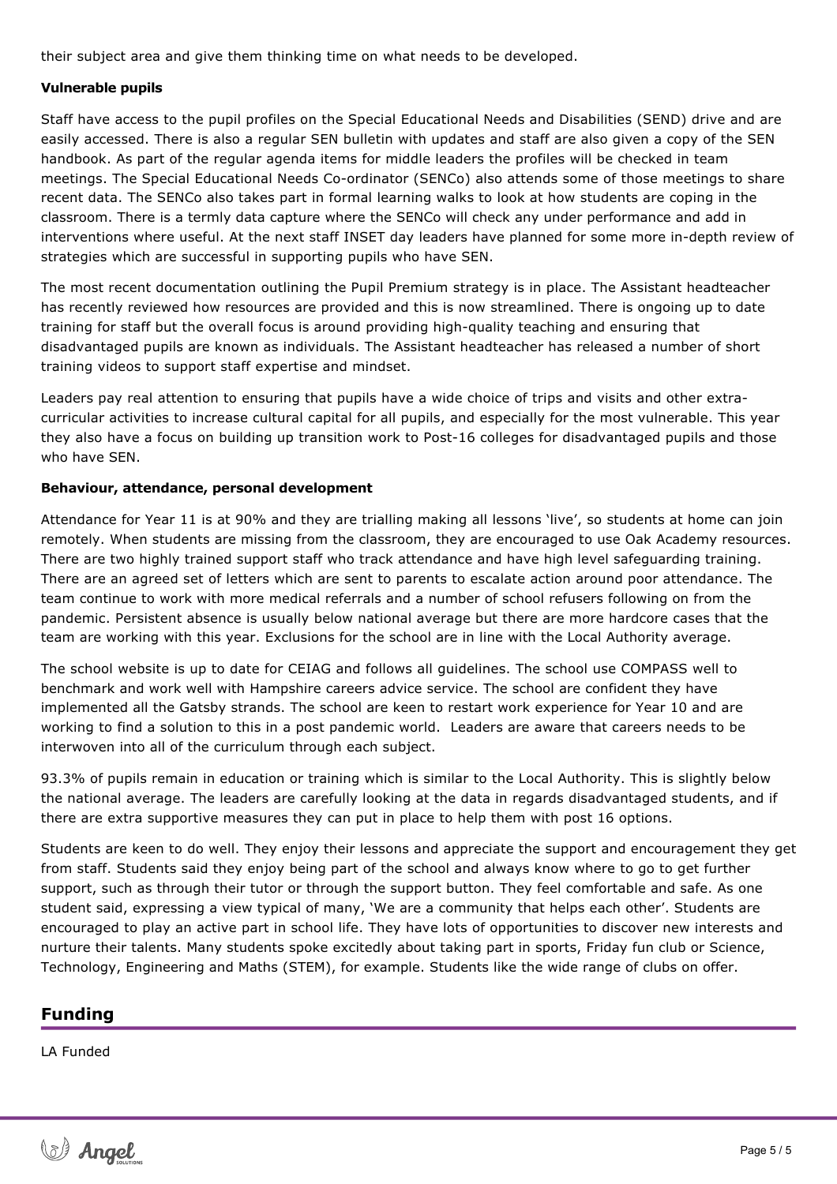their subject area and give them thinking time on what needs to be developed.

**Vulnerable pupils**

Staff have access to the pupil profiles on the Special Educational Needs and Disabilities (SEND) drive and are easily accessed. There is also a regular SEN bulletin with updates and staff are also given a copy of the SEN handbook. As part of the regular agenda items for middle leaders the profiles will be checked in team meetings. The Special Educational Needs Co-ordinator (SENCo) also attends some of those meetings to share recent data. The SENCo also takes part in formal learning walks to look at how students are coping in the classroom. There is a termly data capture where the SENCo will check any under performance and add in interventions where useful. At the next staff INSET day leaders have planned for some more in-depth review of strategies which are successful in supporting pupils who have SEN.

The most recent documentation outlining the Pupil Premium strategy is in place. The Assistant headteacher has recently reviewed how resources are provided and this is now streamlined. There is ongoing up to date training for staff but the overall focus is around providing high-quality teaching and ensuring that disadvantaged pupils are known as individuals. The Assistant headteacher has released a number of short training videos to support staff expertise and mindset.

Leaders pay real attention to ensuring that pupils have a wide choice of trips and visits and other extra-curricular activities to increase cultural capital for all pupils, and especially for the most vulnerable. This year they also have a focus on building up transition work to Post-16 colleges for disadvantaged pupils and those who have SEN.

**Behaviour, attendance, personal development**

Attendance for Year 11 is at 90% and they are trialling making all lessons 'live', so students at home can join remotely. When students are missing from the classroom, they are encouraged to use Oak Academy resources. There are two highly trained support staff who track attendance and have high level safeguarding training. There are an agreed set of letters which are sent to parents to escalate action around poor attendance. The team continue to work with more medical referrals and a number of school refusers following on from the pandemic. Persistent absence is usually below national average but there are more hardcore cases that the team are working with this year. Exclusions for the school are in line with the Local Authority average.

The school website is up to date for CEIAG and follows all guidelines. The school use COMPASS well to benchmark and work well with Hampshire careers advice service. The school are confident they have implemented all the Gatsby strands. The school are keen to restart work experience for Year 10 and are working to find a solution to this in a post pandemic world. Leaders are aware that careers needs to be interwoven into all of the curriculum through each subject.

93.3% of pupils remain in education or training which is similar to the Local Authority. This is slightly below the national average. The leaders are carefully looking at the data in regards disadvantaged students, and if there are extra supportive measures they can put in place to help them with post 16 options.

Students are keen to do well. They enjoy their lessons and appreciate the support and encouragement they get from staff. Students said they enjoy being part of the school and always know where to go to get further support, such as through their tutor or through the support button. They feel comfortable and safe. As one student said, expressing a view typical of many, 'We are a community that helps each other'. Students are encouraged to play an active part in school life. They have lots of opportunities to discover new interests and nurture their talents. Many students spoke excitedly about taking part in sports, Friday fun club or Science, Technology, Engineering and Maths (STEM), for example. Students like the wide range of clubs on offer.

## Funding

LA Funded